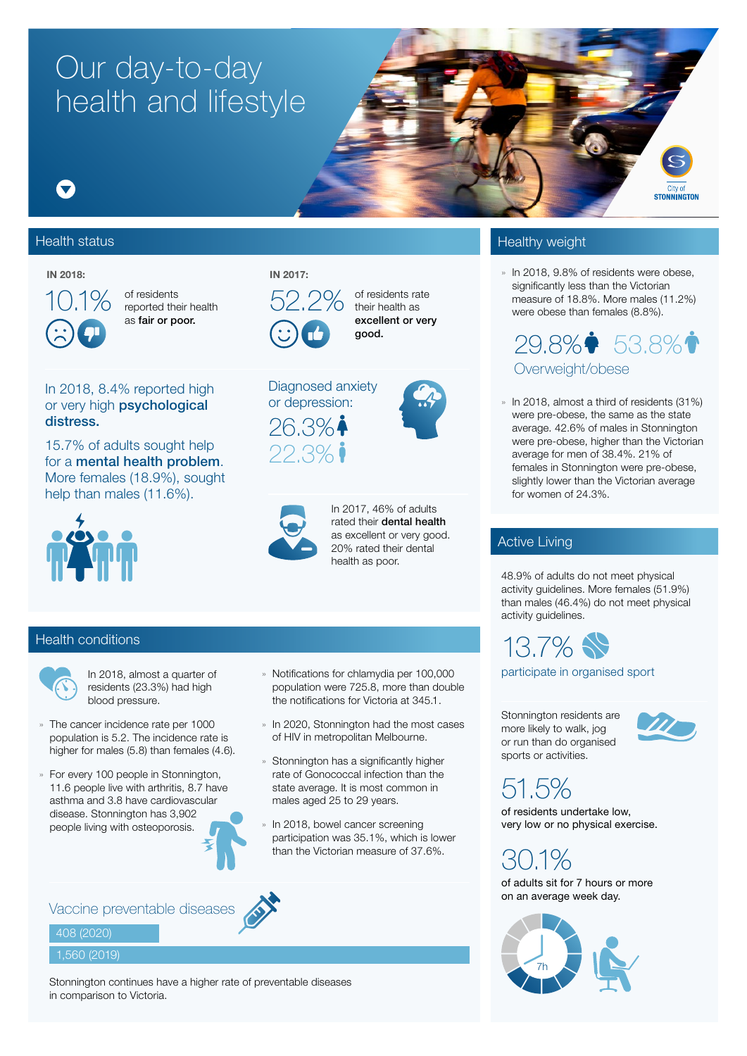# Our day-to-day health and lifestyle

City of STONNINGTON

## Health status

**IN 2018:**

10.1% of residents reported their health as **fair or poor.**

**IN 2017:**

52.2% of residents rate their health as **excellent or very good.**

In 2018, 8.4% reported high or very high **psychological distress.**

15.7% of adults sought help for a **mental health problem**. More females (18.9%), sought help than males (11.6%).

Diagnosed anxiety or depression:

26.3% (female)

22.3% (male)

In 2017, 46% of adults rated their **dental health** as excellent or very good. 20% rated their dental health as poor.

## Healthy weight

- In 2018, 9.8% of residents were obese, significantly less than the Victorian measure of 18.8%. More males (11.2%) were obese than females (8.8%).

29.8% (female) 53.8% (male)

Overweight/obese

- In 2018, almost a third of residents (31%) were pre-obese, the same as the state average. 42.6% of males in Stonnington were pre-obese, higher than the Victorian average for men of 38.4%. 21% of females in Stonnington were pre-obese, slightly lower than the Victorian average for women of 24.3%.

## Active Living

48.9% of adults do not meet physical activity guidelines. More females (51.9%) than males (46.4%) do not meet physical activity guidelines.

13.7%

participate in organised sport

Stonnington residents are more likely to walk, jog or run than do organised sports or activities.

51.5%

of residents undertake low, very low or no physical exercise.

30.1%

of adults sit for 7 hours or more on an average week day.

## Health conditions

In 2018, almost a quarter of residents (23.3%) had high blood pressure.

- The cancer incidence rate per 1000 population is 5.2. The incidence rate is higher for males (5.8) than females (4.6).
- For every 100 people in Stonnington, 11.6 people live with arthritis, 8.7 have asthma and 3.8 have cardiovascular disease. Stonnington has 3,902 people living with osteoporosis.
- Notifications for chlamydia per 100,000 population were 725.8, more than double the notifications for Victoria at 345.1.
- In 2020, Stonnington had the most cases of HIV in metropolitan Melbourne.
- Stonnington has a significantly higher rate of Gonococcal infection than the state average. It is most common in males aged 25 to 29 years.
- In 2018, bowel cancer screening participation was 35.1%, which is lower than the Victorian measure of 37.6%.

### Vaccine preventable diseases

408 (2020)

1,560 (2019)

Stonnington continues have a higher rate of preventable diseases in comparison to Victoria.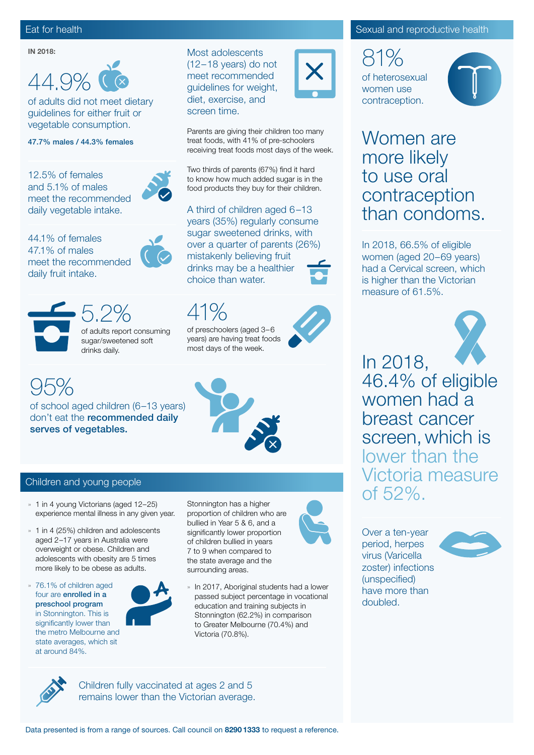## Eat for health

**IN 2018:**

44.9% of adults did not meet dietary guidelines for either fruit or vegetable consumption.

**47.7% males / 44.3% females**

12.5% of females and 5.1% of males meet the recommended daily vegetable intake.

44.1% of females 47.1% of males meet the recommended daily fruit intake.

5.2% of adults report consuming sugar/sweetened soft drinks daily.

Most adolescents (12–18 years) do not meet recommended guidelines for weight, diet, exercise, and screen time.

Parents are giving their children too many treat foods, with 41% of pre-schoolers receiving treat foods most days of the week.

Two thirds of parents (67%) find it hard to know how much added sugar is in the food products they buy for their children.

A third of children aged 6–13 years (35%) regularly consume sugar sweetened drinks, with over a quarter of parents (26%) mistakenly believing fruit drinks may be a healthier choice than water.

41% of preschoolers (aged 3–6 years) are having treat foods most days of the week.

95% of school aged children (6–13 years) don't eat the **recommended daily serves of vegetables.**

## Children and young people

- 1 in 4 young Victorians (aged 12–25) experience mental illness in any given year.
- 1 in 4 (25%) children and adolescents aged 2–17 years in Australia were overweight or obese. Children and adolescents with obesity are 5 times more likely to be obese as adults.
- 76.1% of children aged four are **enrolled in a preschool program** in Stonnington. This is significantly lower than the metro Melbourne and state averages, which sit at around 84%.

Stonnington has a higher proportion of children who are bullied in Year 5 & 6, and a significantly lower proportion of children bullied in years 7 to 9 when compared to the state average and the surrounding areas.

- In 2017, Aboriginal students had a lower passed subject percentage in vocational education and training subjects in Stonnington (62.2%) in comparison to Greater Melbourne (70.4%) and Victoria (70.8%).

Children fully vaccinated at ages 2 and 5 remains lower than the Victorian average.

## Sexual and reproductive health

81% of heterosexual women use contraception.

Women are more likely to use oral contraception than condoms.

In 2018, 66.5% of eligible women (aged 20–69 years) had a Cervical screen, which is higher than the Victorian measure of 61.5%.

In 2018, 46.4% of eligible women had a breast cancer screen, which is lower than the Victoria measure of 52%.

Over a ten-year period, herpes virus (Varicella zoster) infections (unspecified) have more than doubled.

Data presented is from a range of sources. Call council on **8290 1333** to request a reference.